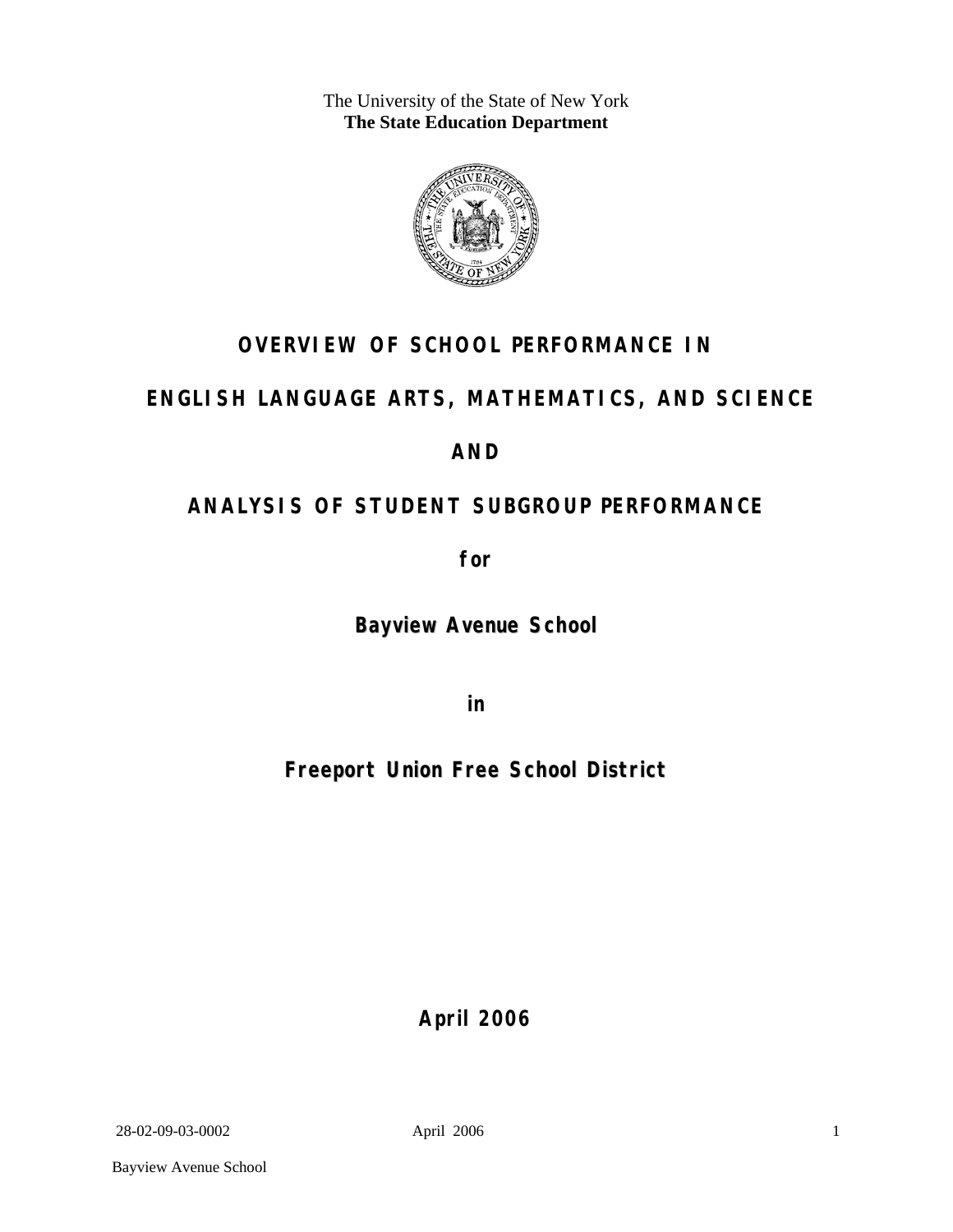The University of the State of New York
**The State Education Department**

# OVERVIEW OF SCHOOL PERFORMANCE IN

# ENGLISH LANGUAGE ARTS, MATHEMATICS, AND SCIENCE

# AND

# ANALYSIS OF STUDENT SUBGROUP PERFORMANCE

**for**

## Bayview Avenue School

**in**

## Freeport Union Free School District

**April 2006**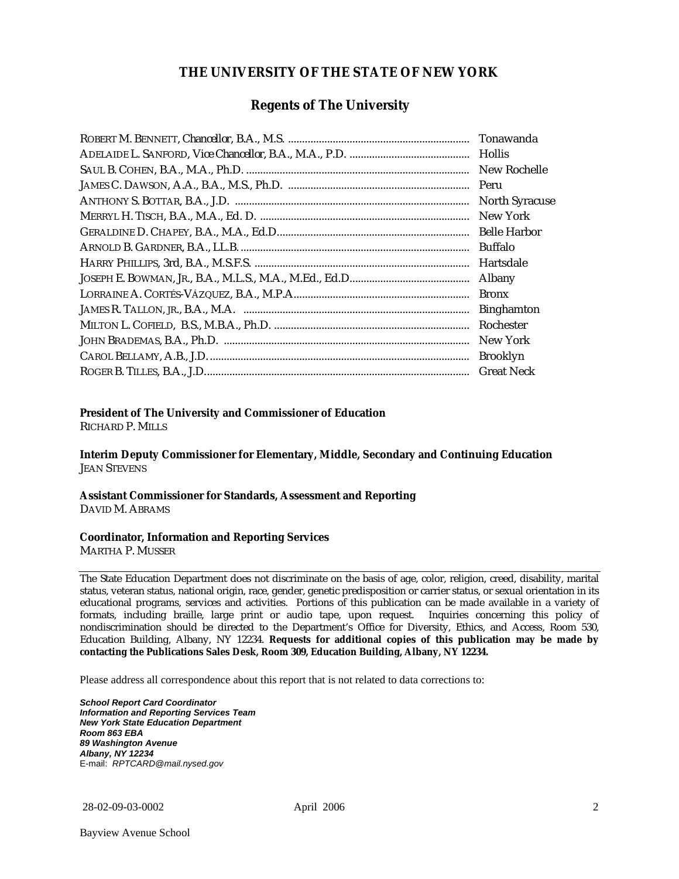# THE UNIVERSITY OF THE STATE OF NEW YORK

## Regents of The University

| | |
|---|---|
| ROBERT M. BENNETT, Chancellor, B.A., M.S. | Tonawanda |
| ADELAIDE L. SANFORD, Vice Chancellor, B.A., M.A., P.D. | Hollis |
| SAUL B. COHEN, B.A., M.A., Ph.D. | New Rochelle |
| JAMES C. DAWSON, A.A., B.A., M.S., Ph.D. | Peru |
| ANTHONY S. BOTTAR, B.A., J.D. | North Syracuse |
| MERRYL H. TISCH, B.A., M.A., Ed. D. | New York |
| GERALDINE D. CHAPEY, B.A., M.A., Ed.D. | Belle Harbor |
| ARNOLD B. GARDNER, B.A., LL.B. | Buffalo |
| HARRY PHILLIPS, 3rd, B.A., M.S.F.S. | Hartsdale |
| JOSEPH E. BOWMAN, JR., B.A., M.L.S., M.A., M.Ed., Ed.D. | Albany |
| LORRAINE A. CORTÉS-VÁZQUEZ, B.A., M.P.A. | Bronx |
| JAMES R. TALLON, JR., B.A., M.A. | Binghamton |
| MILTON L. COFIELD, B.S., M.B.A., Ph.D. | Rochester |
| JOHN BRADEMAS, B.A., Ph.D. | New York |
| CAROL BELLAMY, A.B., J.D. | Brooklyn |
| ROGER B. TILLES, B.A., J.D. | Great Neck |

**President of The University and Commissioner of Education**
RICHARD P. MILLS

**Interim Deputy Commissioner for Elementary, Middle, Secondary and Continuing Education**
JEAN STEVENS

**Assistant Commissioner for Standards, Assessment and Reporting**
DAVID M. ABRAMS

**Coordinator, Information and Reporting Services**
MARTHA P. MUSSER

---

The State Education Department does not discriminate on the basis of age, color, religion, creed, disability, marital status, veteran status, national origin, race, gender, genetic predisposition or carrier status, or sexual orientation in its educational programs, services and activities. Portions of this publication can be made available in a variety of formats, including braille, large print or audio tape, upon request. Inquiries concerning this policy of nondiscrimination should be directed to the Department's Office for Diversity, Ethics, and Access, Room 530, Education Building, Albany, NY 12234. **Requests for additional copies of this publication may be made by contacting the Publications Sales Desk, Room 309, Education Building, Albany, NY 12234.**

Please address all correspondence about this report that is not related to data corrections to:

***School Report Card Coordinator***
***Information and Reporting Services Team***
***New York State Education Department***
***Room 863 EBA***
***89 Washington Avenue***
***Albany, NY 12234***
E-mail: *RPTCARD@mail.nysed.gov*

28-02-09-03-0002 April 2006

Bayview Avenue School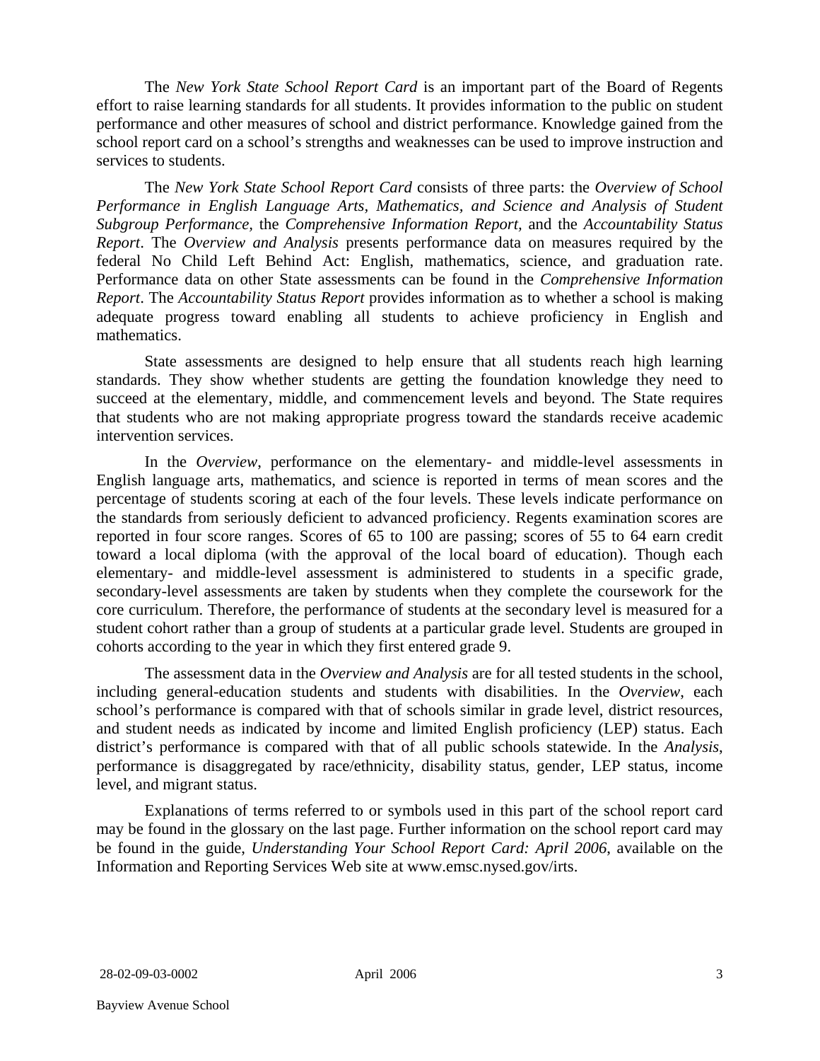The *New York State School Report Card* is an important part of the Board of Regents effort to raise learning standards for all students. It provides information to the public on student performance and other measures of school and district performance. Knowledge gained from the school report card on a school's strengths and weaknesses can be used to improve instruction and services to students.

The *New York State School Report Card* consists of three parts: the *Overview of School Performance in English Language Arts, Mathematics, and Science and Analysis of Student Subgroup Performance,* the *Comprehensive Information Report,* and the *Accountability Status Report*. The *Overview and Analysis* presents performance data on measures required by the federal No Child Left Behind Act: English, mathematics, science, and graduation rate. Performance data on other State assessments can be found in the *Comprehensive Information Report*. The *Accountability Status Report* provides information as to whether a school is making adequate progress toward enabling all students to achieve proficiency in English and mathematics.

State assessments are designed to help ensure that all students reach high learning standards. They show whether students are getting the foundation knowledge they need to succeed at the elementary, middle, and commencement levels and beyond. The State requires that students who are not making appropriate progress toward the standards receive academic intervention services.

In the *Overview*, performance on the elementary- and middle-level assessments in English language arts, mathematics, and science is reported in terms of mean scores and the percentage of students scoring at each of the four levels. These levels indicate performance on the standards from seriously deficient to advanced proficiency. Regents examination scores are reported in four score ranges. Scores of 65 to 100 are passing; scores of 55 to 64 earn credit toward a local diploma (with the approval of the local board of education). Though each elementary- and middle-level assessment is administered to students in a specific grade, secondary-level assessments are taken by students when they complete the coursework for the core curriculum. Therefore, the performance of students at the secondary level is measured for a student cohort rather than a group of students at a particular grade level. Students are grouped in cohorts according to the year in which they first entered grade 9.

The assessment data in the *Overview and Analysis* are for all tested students in the school, including general-education students and students with disabilities. In the *Overview*, each school's performance is compared with that of schools similar in grade level, district resources, and student needs as indicated by income and limited English proficiency (LEP) status. Each district's performance is compared with that of all public schools statewide. In the *Analysis*, performance is disaggregated by race/ethnicity, disability status, gender, LEP status, income level, and migrant status.

Explanations of terms referred to or symbols used in this part of the school report card may be found in the glossary on the last page. Further information on the school report card may be found in the guide, *Understanding Your School Report Card: April 2006*, available on the Information and Reporting Services Web site at www.emsc.nysed.gov/irts.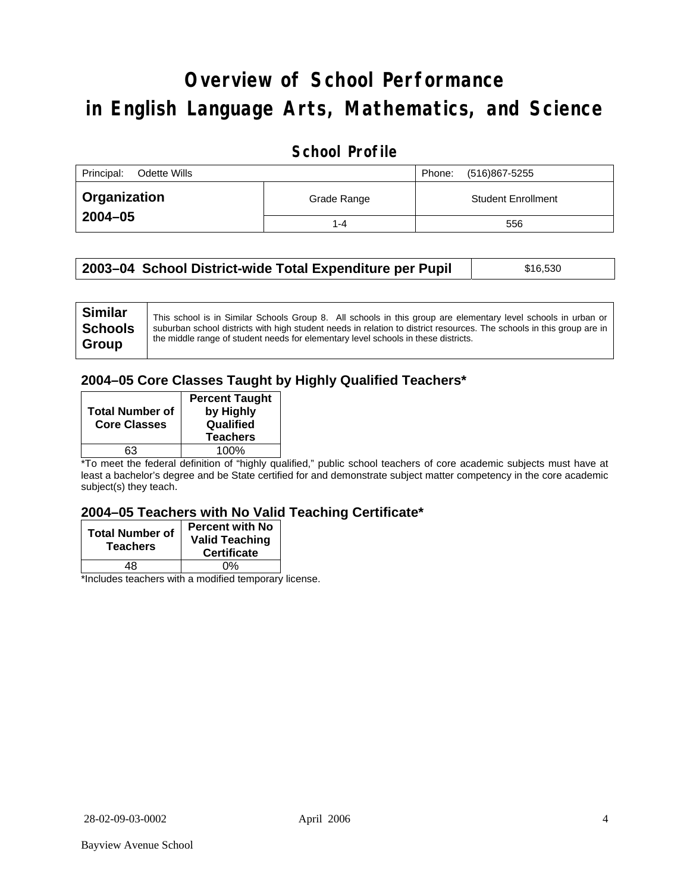# Overview of School Performance in English Language Arts, Mathematics, and Science

## School Profile

| Principal: Odette Wills | | Phone: (516)867-5255 |
|---|---|---|
| **Organization 2004–05** | Grade Range | Student Enrollment |
| | 1-4 | 556 |

| **2003–04 School District-wide Total Expenditure per Pupil** | $16,530 |
|---|---|

| **Similar Schools Group** | This school is in Similar Schools Group 8. All schools in this group are elementary level schools in urban or suburban school districts with high student needs in relation to district resources. The schools in this group are in the middle range of student needs for elementary level schools in these districts. |
|---|---|

### 2004–05 Core Classes Taught by Highly Qualified Teachers*

| Total Number of Core Classes | Percent Taught by Highly Qualified Teachers |
|---|---|
| 63 | 100% |

*To meet the federal definition of "highly qualified," public school teachers of core academic subjects must have at least a bachelor's degree and be State certified for and demonstrate subject matter competency in the core academic subject(s) they teach.

### 2004–05 Teachers with No Valid Teaching Certificate*

| Total Number of Teachers | Percent with No Valid Teaching Certificate |
|---|---|
| 48 | 0% |

*Includes teachers with a modified temporary license.

28-02-09-03-0002 April 2006

Bayview Avenue School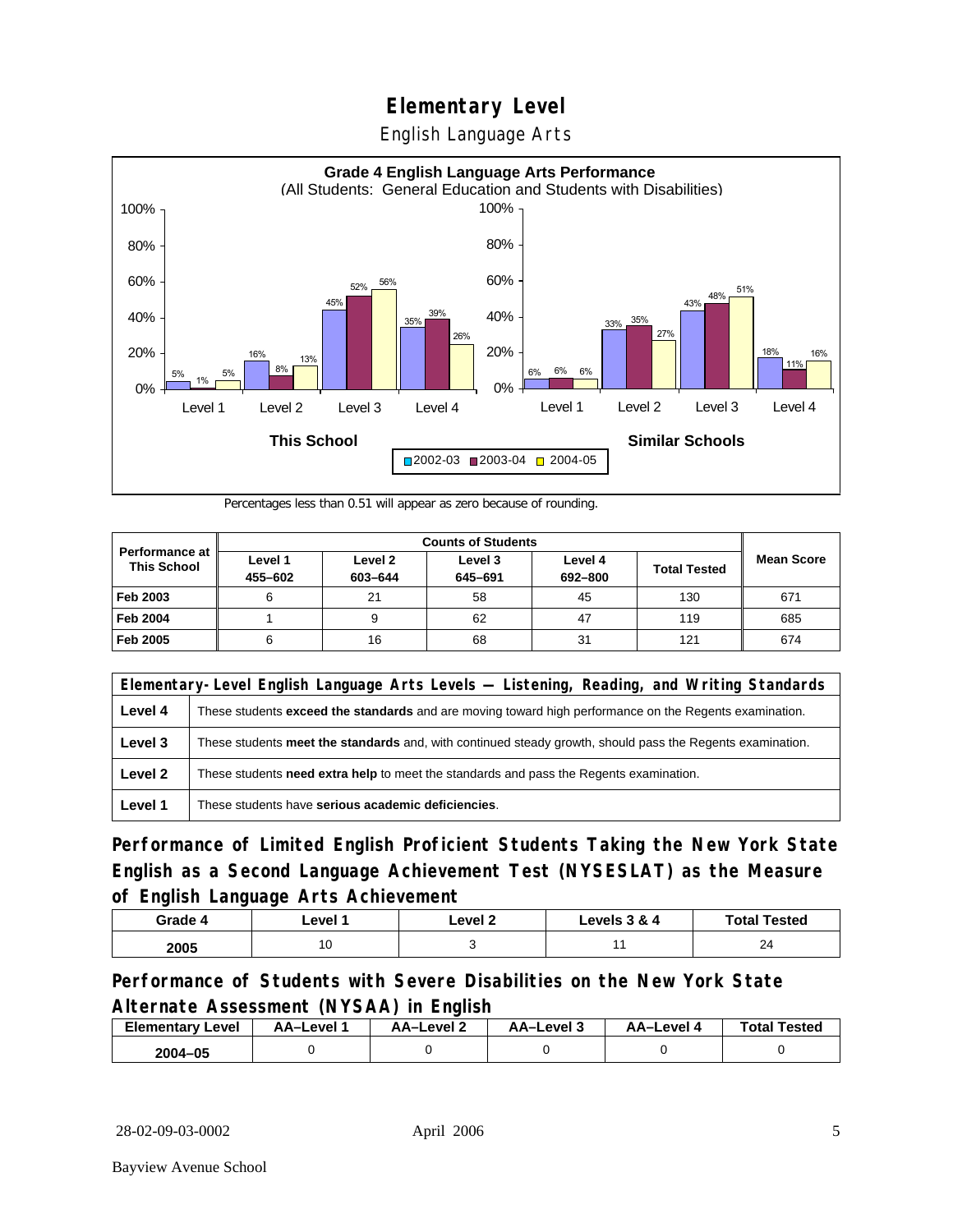# Elementary Level

## English Language Arts

**Grade 4 English Language Arts Performance**
(All Students: General Education and Students with Disabilities)

| | This School 2002-03 | This School 2003-04 | This School 2004-05 | Similar Schools 2002-03 | Similar Schools 2003-04 | Similar Schools 2004-05 |
|---|---|---|---|---|---|---|
| Level 1 | 5% | 1% | 5% | 6% | 6% | 6% |
| Level 2 | 16% | 8% | 13% | 33% | 35% | 27% |
| Level 3 | 45% | 52% | 56% | 43% | 48% | 51% |
| Level 4 | 35% | 39% | 26% | 18% | 11% | 16% |

Percentages less than 0.51 will appear as zero because of rounding.

| Performance at This School | Counts of Students | | | | | Mean Score |
|---|---|---|---|---|---|---|
| | Level 1 455–602 | Level 2 603–644 | Level 3 645–691 | Level 4 692–800 | Total Tested | |
| **Feb 2003** | 6 | 21 | 58 | 45 | 130 | 671 |
| **Feb 2004** | 1 | 9 | 62 | 47 | 119 | 685 |
| **Feb 2005** | 6 | 16 | 68 | 31 | 121 | 674 |

| Elementary-Level English Language Arts Levels — Listening, Reading, and Writing Standards | |
|---|---|
| **Level 4** | These students **exceed the standards** and are moving toward high performance on the Regents examination. |
| **Level 3** | These students **meet the standards** and, with continued steady growth, should pass the Regents examination. |
| **Level 2** | These students **need extra help** to meet the standards and pass the Regents examination. |
| **Level 1** | These students have **serious academic deficiencies**. |

## Performance of Limited English Proficient Students Taking the New York State English as a Second Language Achievement Test (NYSESLAT) as the Measure of English Language Arts Achievement

| Grade 4 | Level 1 | Level 2 | Levels 3 & 4 | Total Tested |
|---|---|---|---|---|
| 2005 | 10 | 3 | 11 | 24 |

## Performance of Students with Severe Disabilities on the New York State Alternate Assessment (NYSAA) in English

| Elementary Level | AA–Level 1 | AA–Level 2 | AA–Level 3 | AA–Level 4 | Total Tested |
|---|---|---|---|---|---|
| 2004–05 | 0 | 0 | 0 | 0 | 0 |

28-02-09-03-0002 April 2006

Bayview Avenue School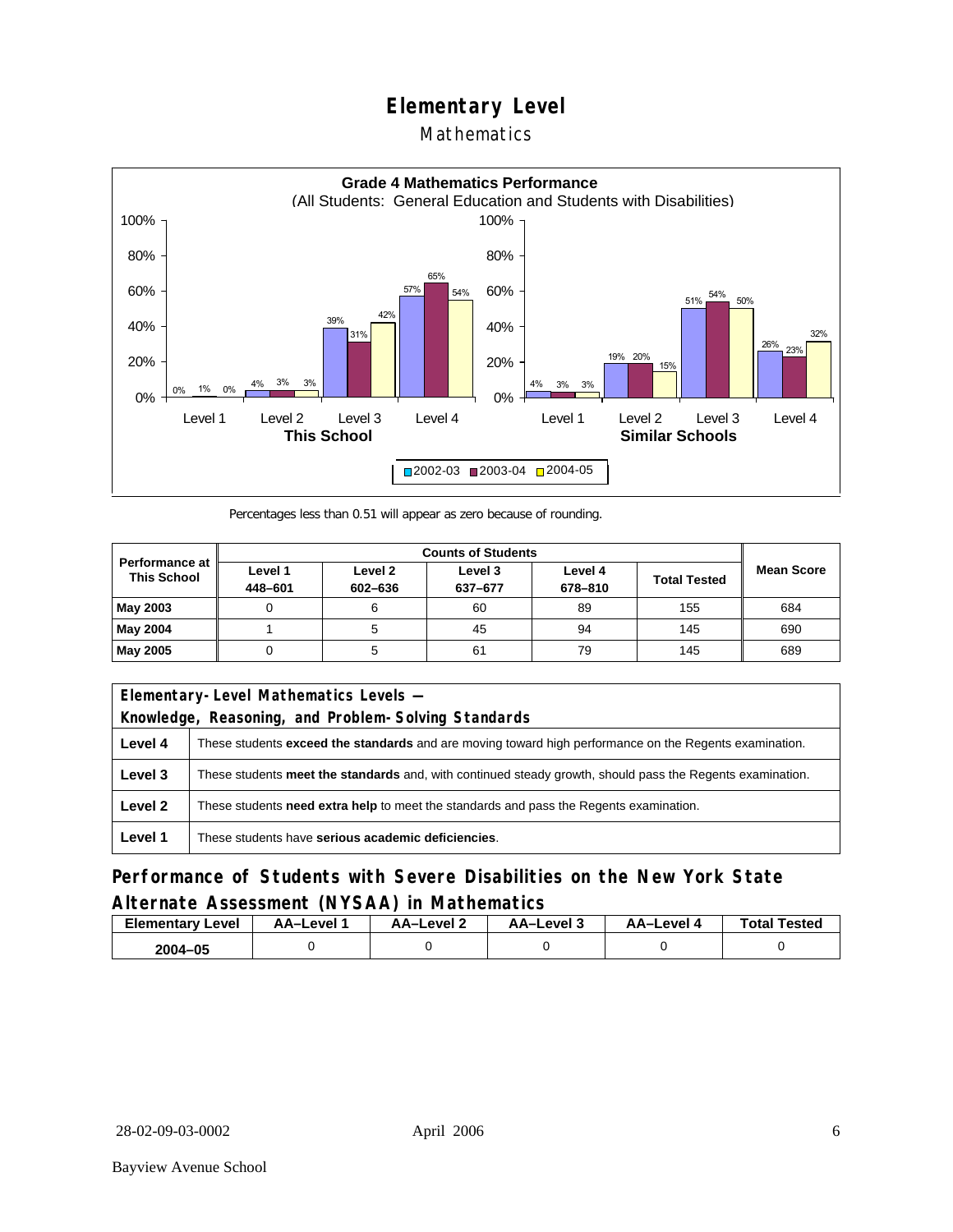# Elementary Level

## Mathematics

**Grade 4 Mathematics Performance**
(All Students: General Education and Students with Disabilities)

| | Level 1 | Level 2 | Level 3 | Level 4 |
|---|---|---|---|---|
| **This School** 2002-03 | 0% | 4% | 39% | 57% |
| **This School** 2003-04 | 1% | 3% | 31% | 65% |
| **This School** 2004-05 | 0% | 3% | 42% | 54% |
| **Similar Schools** 2002-03 | 4% | 19% | 51% | 26% |
| **Similar Schools** 2003-04 | 3% | 20% | 54% | 23% |
| **Similar Schools** 2004-05 | 3% | 15% | 50% | 32% |

Percentages less than 0.51 will appear as zero because of rounding.

| Performance at This School | Counts of Students | | | | | Mean Score |
|---|---|---|---|---|---|---|
| | Level 1 448–601 | Level 2 602–636 | Level 3 637–677 | Level 4 678–810 | Total Tested | |
| **May 2003** | 0 | 6 | 60 | 89 | 155 | 684 |
| **May 2004** | 1 | 5 | 45 | 94 | 145 | 690 |
| **May 2005** | 0 | 5 | 61 | 79 | 145 | 689 |

| Elementary-Level Mathematics Levels — Knowledge, Reasoning, and Problem-Solving Standards | |
|---|---|
| **Level 4** | These students **exceed the standards** and are moving toward high performance on the Regents examination. |
| **Level 3** | These students **meet the standards** and, with continued steady growth, should pass the Regents examination. |
| **Level 2** | These students **need extra help** to meet the standards and pass the Regents examination. |
| **Level 1** | These students have **serious academic deficiencies**. |

## Performance of Students with Severe Disabilities on the New York State Alternate Assessment (NYSAA) in Mathematics

| Elementary Level | AA–Level 1 | AA–Level 2 | AA–Level 3 | AA–Level 4 | Total Tested |
|---|---|---|---|---|---|
| **2004–05** | 0 | 0 | 0 | 0 | 0 |

28-02-09-03-0002 April 2006

Bayview Avenue School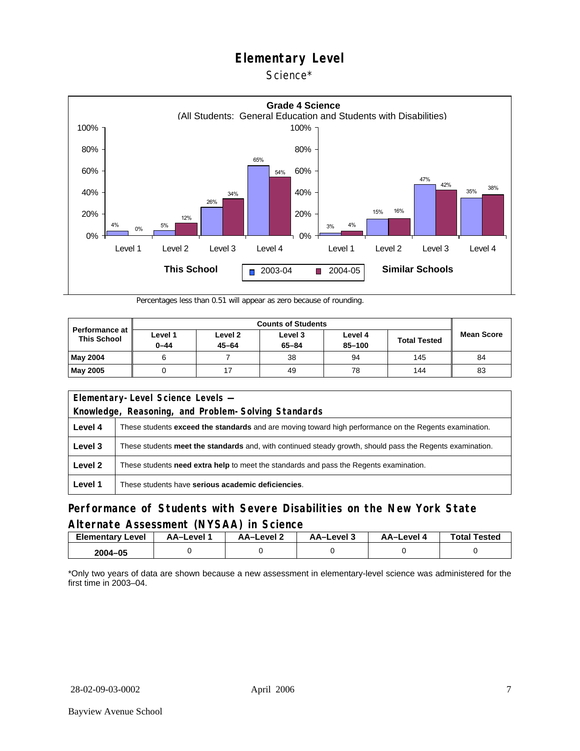# Elementary Level

Science*

**Grade 4 Science**
(All Students: General Education and Students with Disabilities)

| | This School 2003-04 | This School 2004-05 | Similar Schools 2003-04 | Similar Schools 2004-05 |
|---|---|---|---|---|
| Level 1 | 4% | 0% | 3% | 4% |
| Level 2 | 5% | 12% | 15% | 16% |
| Level 3 | 26% | 34% | 47% | 42% |
| Level 4 | 65% | 54% | 35% | 38% |

Percentages less than 0.51 will appear as zero because of rounding.

| Performance at This School | Counts of Students | | | | | Mean Score |
|---|---|---|---|---|---|---|
| | Level 1 0–44 | Level 2 45–64 | Level 3 65–84 | Level 4 85–100 | Total Tested | |
| **May 2004** | 6 | 7 | 38 | 94 | 145 | 84 |
| **May 2005** | 0 | 17 | 49 | 78 | 144 | 83 |

| Elementary-Level Science Levels — Knowledge, Reasoning, and Problem-Solving Standards | |
|---|---|
| **Level 4** | These students **exceed the standards** and are moving toward high performance on the Regents examination. |
| **Level 3** | These students **meet the standards** and, with continued steady growth, should pass the Regents examination. |
| **Level 2** | These students **need extra help** to meet the standards and pass the Regents examination. |
| **Level 1** | These students have **serious academic deficiencies**. |

## Performance of Students with Severe Disabilities on the New York State Alternate Assessment (NYSAA) in Science

| Elementary Level | AA–Level 1 | AA–Level 2 | AA–Level 3 | AA–Level 4 | Total Tested |
|---|---|---|---|---|---|
| **2004–05** | 0 | 0 | 0 | 0 | 0 |

*Only two years of data are shown because a new assessment in elementary-level science was administered for the first time in 2003–04.

28-02-09-03-0002 April 2006

Bayview Avenue School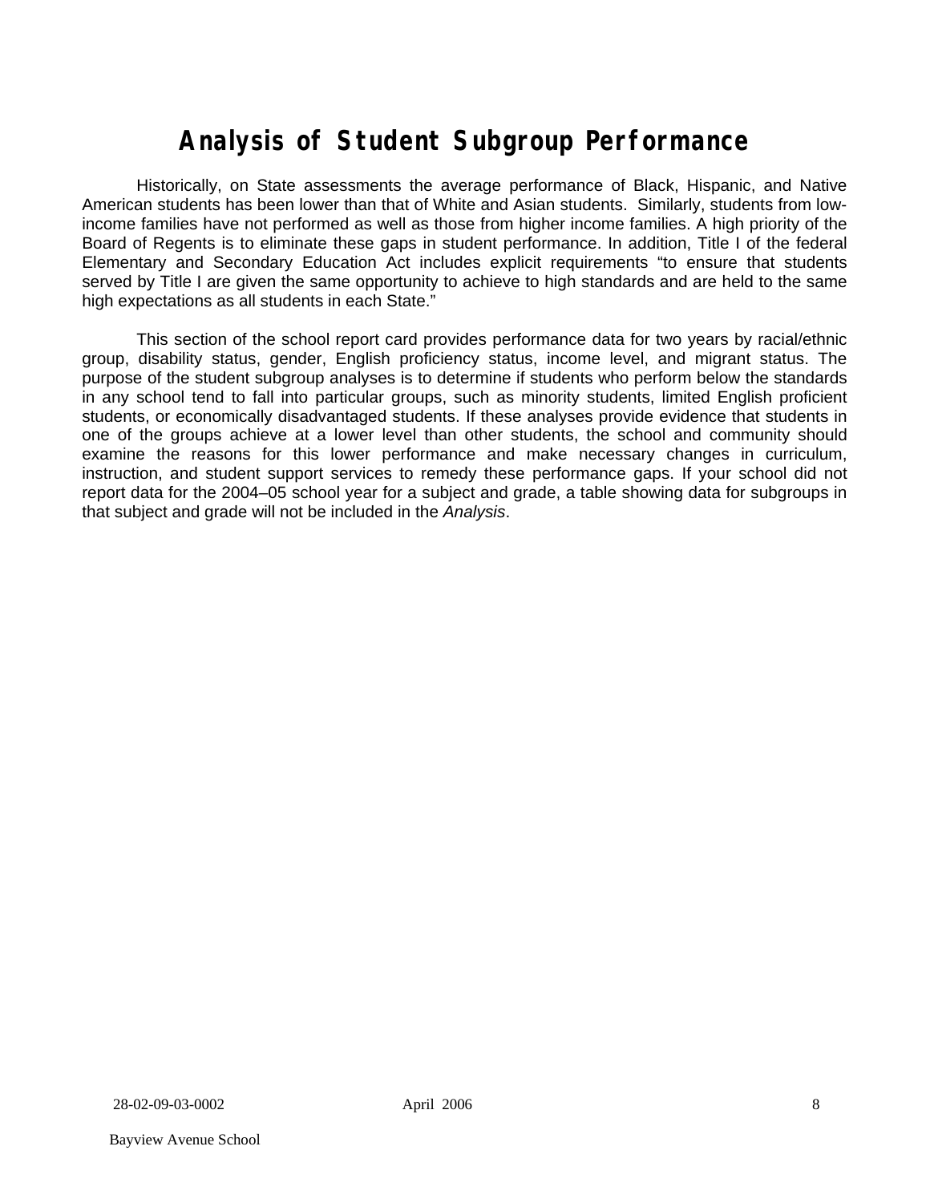# Analysis of Student Subgroup Performance

Historically, on State assessments the average performance of Black, Hispanic, and Native American students has been lower than that of White and Asian students. Similarly, students from low-income families have not performed as well as those from higher income families. A high priority of the Board of Regents is to eliminate these gaps in student performance. In addition, Title I of the federal Elementary and Secondary Education Act includes explicit requirements "to ensure that students served by Title I are given the same opportunity to achieve to high standards and are held to the same high expectations as all students in each State."

This section of the school report card provides performance data for two years by racial/ethnic group, disability status, gender, English proficiency status, income level, and migrant status. The purpose of the student subgroup analyses is to determine if students who perform below the standards in any school tend to fall into particular groups, such as minority students, limited English proficient students, or economically disadvantaged students. If these analyses provide evidence that students in one of the groups achieve at a lower level than other students, the school and community should examine the reasons for this lower performance and make necessary changes in curriculum, instruction, and student support services to remedy these performance gaps. If your school did not report data for the 2004–05 school year for a subject and grade, a table showing data for subgroups in that subject and grade will not be included in the *Analysis*.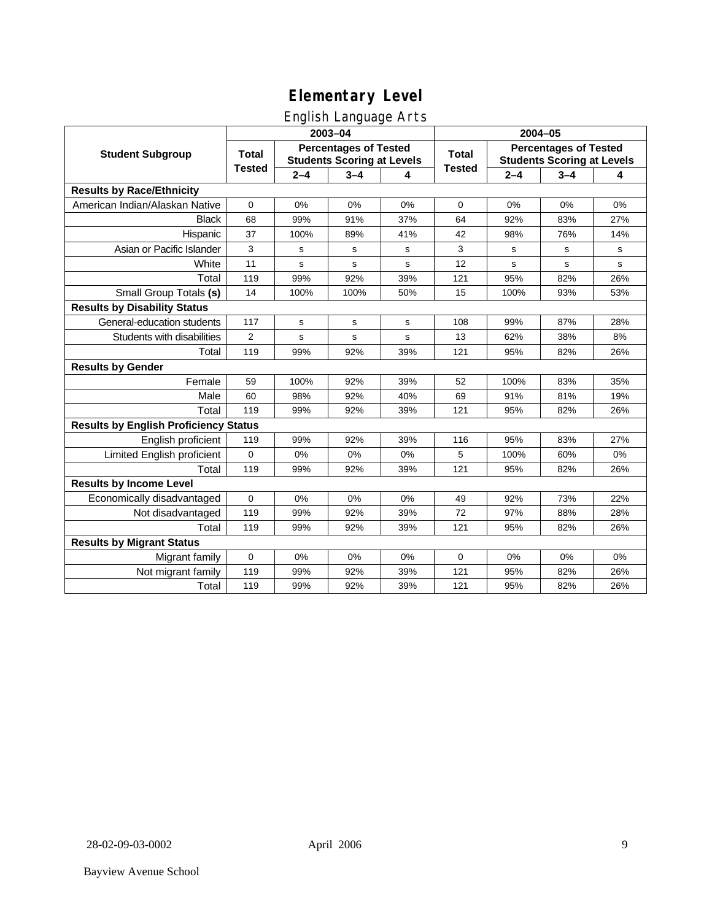# Elementary Level

## English Language Arts

| Student Subgroup | 2003–04 | | | | 2004–05 | | | |
|---|---|---|---|---|---|---|---|---|
| | Total Tested | Percentages of Tested Students Scoring at Levels | | | Total Tested | Percentages of Tested Students Scoring at Levels | | |
| | | 2–4 | 3–4 | 4 | | 2–4 | 3–4 | 4 |
| **Results by Race/Ethnicity** | | | | | | | | |
| American Indian/Alaskan Native | 0 | 0% | 0% | 0% | 0 | 0% | 0% | 0% |
| Black | 68 | 99% | 91% | 37% | 64 | 92% | 83% | 27% |
| Hispanic | 37 | 100% | 89% | 41% | 42 | 98% | 76% | 14% |
| Asian or Pacific Islander | 3 | s | s | s | 3 | s | s | s |
| White | 11 | s | s | s | 12 | s | s | s |
| Total | 119 | 99% | 92% | 39% | 121 | 95% | 82% | 26% |
| Small Group Totals **(s)** | 14 | 100% | 100% | 50% | 15 | 100% | 93% | 53% |
| **Results by Disability Status** | | | | | | | | |
| General-education students | 117 | s | s | s | 108 | 99% | 87% | 28% |
| Students with disabilities | 2 | s | s | s | 13 | 62% | 38% | 8% |
| Total | 119 | 99% | 92% | 39% | 121 | 95% | 82% | 26% |
| **Results by Gender** | | | | | | | | |
| Female | 59 | 100% | 92% | 39% | 52 | 100% | 83% | 35% |
| Male | 60 | 98% | 92% | 40% | 69 | 91% | 81% | 19% |
| Total | 119 | 99% | 92% | 39% | 121 | 95% | 82% | 26% |
| **Results by English Proficiency Status** | | | | | | | | |
| English proficient | 119 | 99% | 92% | 39% | 116 | 95% | 83% | 27% |
| Limited English proficient | 0 | 0% | 0% | 0% | 5 | 100% | 60% | 0% |
| Total | 119 | 99% | 92% | 39% | 121 | 95% | 82% | 26% |
| **Results by Income Level** | | | | | | | | |
| Economically disadvantaged | 0 | 0% | 0% | 0% | 49 | 92% | 73% | 22% |
| Not disadvantaged | 119 | 99% | 92% | 39% | 72 | 97% | 88% | 28% |
| Total | 119 | 99% | 92% | 39% | 121 | 95% | 82% | 26% |
| **Results by Migrant Status** | | | | | | | | |
| Migrant family | 0 | 0% | 0% | 0% | 0 | 0% | 0% | 0% |
| Not migrant family | 119 | 99% | 92% | 39% | 121 | 95% | 82% | 26% |
| Total | 119 | 99% | 92% | 39% | 121 | 95% | 82% | 26% |

28-02-09-03-0002 April 2006

Bayview Avenue School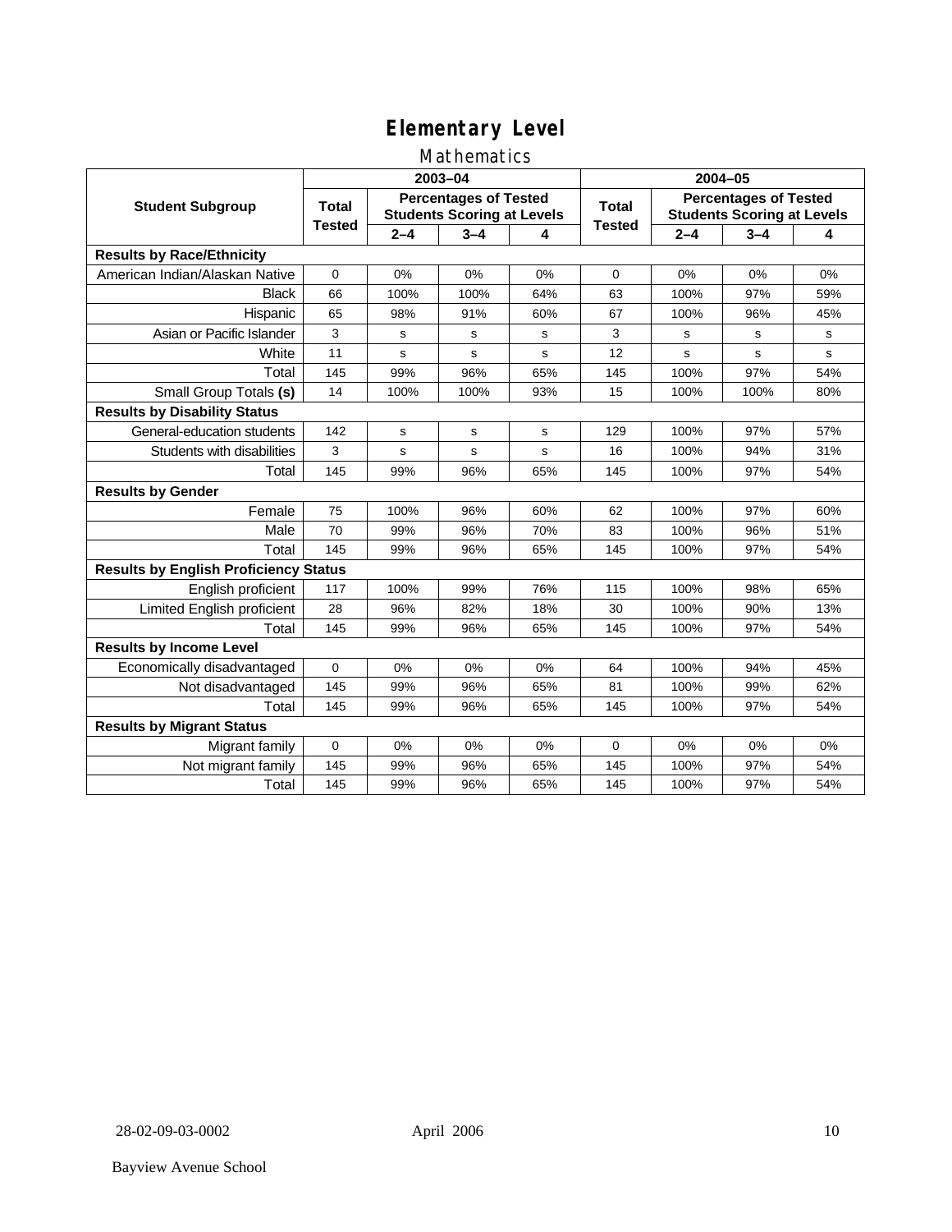# Elementary Level

## Mathematics

| Student Subgroup | 2003–04 | | | | 2004–05 | | | |
|---|---|---|---|---|---|---|---|---|
| | Total Tested | Percentages of Tested Students Scoring at Levels | | | Total Tested | Percentages of Tested Students Scoring at Levels | | |
| | | 2–4 | 3–4 | 4 | | 2–4 | 3–4 | 4 |
| **Results by Race/Ethnicity** | | | | | | | | |
| American Indian/Alaskan Native | 0 | 0% | 0% | 0% | 0 | 0% | 0% | 0% |
| Black | 66 | 100% | 100% | 64% | 63 | 100% | 97% | 59% |
| Hispanic | 65 | 98% | 91% | 60% | 67 | 100% | 96% | 45% |
| Asian or Pacific Islander | 3 | s | s | s | 3 | s | s | s |
| White | 11 | s | s | s | 12 | s | s | s |
| Total | 145 | 99% | 96% | 65% | 145 | 100% | 97% | 54% |
| Small Group Totals **(s)** | 14 | 100% | 100% | 93% | 15 | 100% | 100% | 80% |
| **Results by Disability Status** | | | | | | | | |
| General-education students | 142 | s | s | s | 129 | 100% | 97% | 57% |
| Students with disabilities | 3 | s | s | s | 16 | 100% | 94% | 31% |
| Total | 145 | 99% | 96% | 65% | 145 | 100% | 97% | 54% |
| **Results by Gender** | | | | | | | | |
| Female | 75 | 100% | 96% | 60% | 62 | 100% | 97% | 60% |
| Male | 70 | 99% | 96% | 70% | 83 | 100% | 96% | 51% |
| Total | 145 | 99% | 96% | 65% | 145 | 100% | 97% | 54% |
| **Results by English Proficiency Status** | | | | | | | | |
| English proficient | 117 | 100% | 99% | 76% | 115 | 100% | 98% | 65% |
| Limited English proficient | 28 | 96% | 82% | 18% | 30 | 100% | 90% | 13% |
| Total | 145 | 99% | 96% | 65% | 145 | 100% | 97% | 54% |
| **Results by Income Level** | | | | | | | | |
| Economically disadvantaged | 0 | 0% | 0% | 0% | 64 | 100% | 94% | 45% |
| Not disadvantaged | 145 | 99% | 96% | 65% | 81 | 100% | 99% | 62% |
| Total | 145 | 99% | 96% | 65% | 145 | 100% | 97% | 54% |
| **Results by Migrant Status** | | | | | | | | |
| Migrant family | 0 | 0% | 0% | 0% | 0 | 0% | 0% | 0% |
| Not migrant family | 145 | 99% | 96% | 65% | 145 | 100% | 97% | 54% |
| Total | 145 | 99% | 96% | 65% | 145 | 100% | 97% | 54% |

28-02-09-03-0002 April 2006

Bayview Avenue School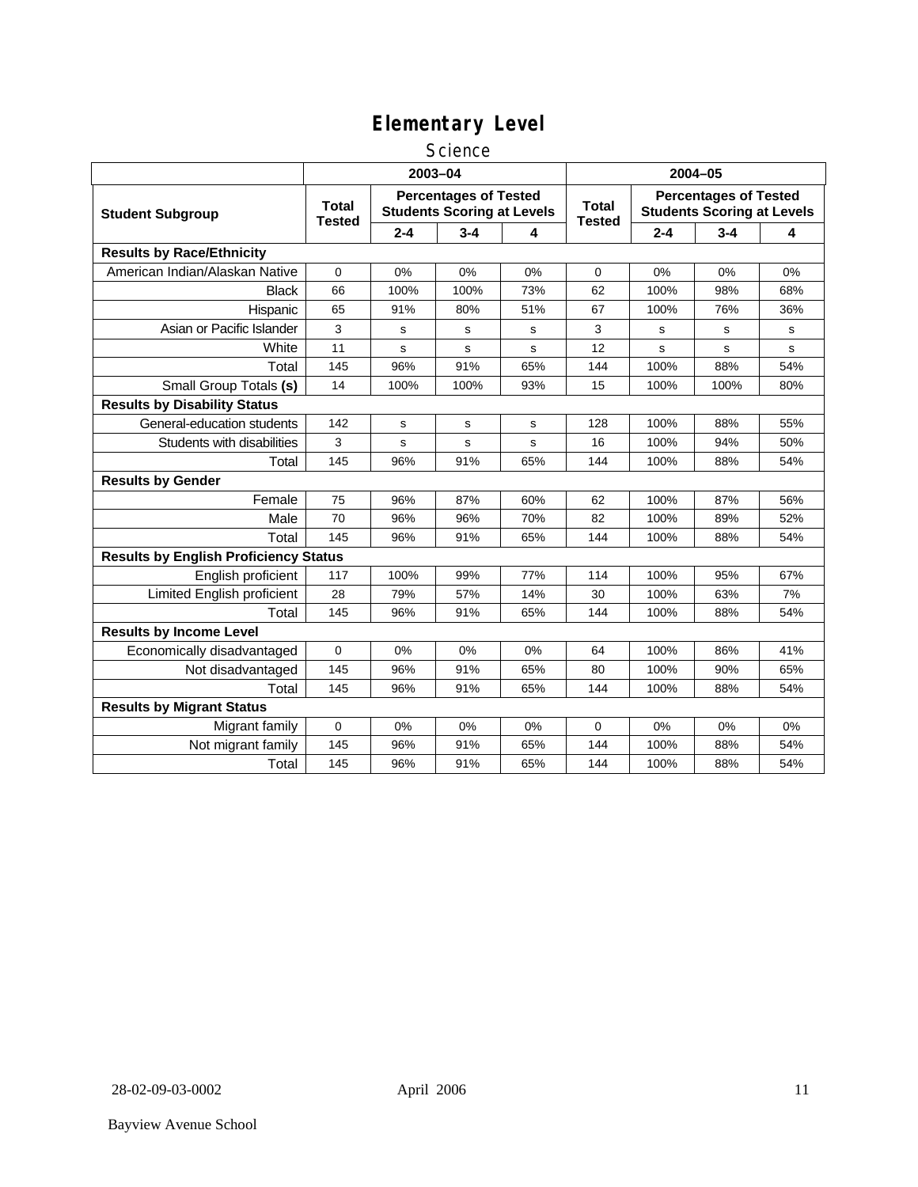# Elementary Level

## Science

| Student Subgroup | 2003–04 | | | | 2004–05 | | | |
|---|---|---|---|---|---|---|---|---|
| | Total Tested | Percentages of Tested Students Scoring at Levels | | | Total Tested | Percentages of Tested Students Scoring at Levels | | |
| | | 2-4 | 3-4 | 4 | | 2-4 | 3-4 | 4 |
| **Results by Race/Ethnicity** | | | | | | | | |
| American Indian/Alaskan Native | 0 | 0% | 0% | 0% | 0 | 0% | 0% | 0% |
| Black | 66 | 100% | 100% | 73% | 62 | 100% | 98% | 68% |
| Hispanic | 65 | 91% | 80% | 51% | 67 | 100% | 76% | 36% |
| Asian or Pacific Islander | 3 | s | s | s | 3 | s | s | s |
| White | 11 | s | s | s | 12 | s | s | s |
| Total | 145 | 96% | 91% | 65% | 144 | 100% | 88% | 54% |
| Small Group Totals **(s)** | 14 | 100% | 100% | 93% | 15 | 100% | 100% | 80% |
| **Results by Disability Status** | | | | | | | | |
| General-education students | 142 | s | s | s | 128 | 100% | 88% | 55% |
| Students with disabilities | 3 | s | s | s | 16 | 100% | 94% | 50% |
| Total | 145 | 96% | 91% | 65% | 144 | 100% | 88% | 54% |
| **Results by Gender** | | | | | | | | |
| Female | 75 | 96% | 87% | 60% | 62 | 100% | 87% | 56% |
| Male | 70 | 96% | 96% | 70% | 82 | 100% | 89% | 52% |
| Total | 145 | 96% | 91% | 65% | 144 | 100% | 88% | 54% |
| **Results by English Proficiency Status** | | | | | | | | |
| English proficient | 117 | 100% | 99% | 77% | 114 | 100% | 95% | 67% |
| Limited English proficient | 28 | 79% | 57% | 14% | 30 | 100% | 63% | 7% |
| Total | 145 | 96% | 91% | 65% | 144 | 100% | 88% | 54% |
| **Results by Income Level** | | | | | | | | |
| Economically disadvantaged | 0 | 0% | 0% | 0% | 64 | 100% | 86% | 41% |
| Not disadvantaged | 145 | 96% | 91% | 65% | 80 | 100% | 90% | 65% |
| Total | 145 | 96% | 91% | 65% | 144 | 100% | 88% | 54% |
| **Results by Migrant Status** | | | | | | | | |
| Migrant family | 0 | 0% | 0% | 0% | 0 | 0% | 0% | 0% |
| Not migrant family | 145 | 96% | 91% | 65% | 144 | 100% | 88% | 54% |
| Total | 145 | 96% | 91% | 65% | 144 | 100% | 88% | 54% |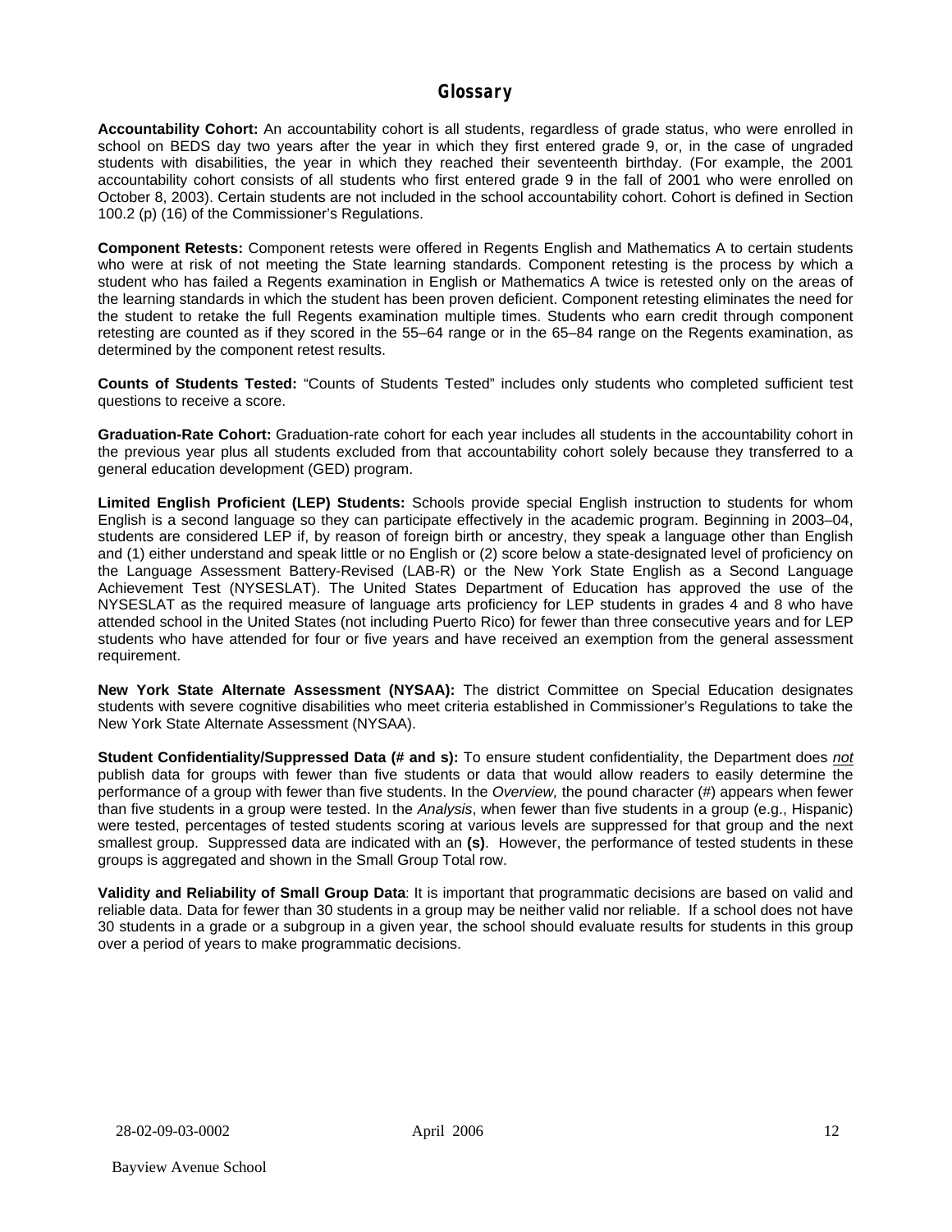# Glossary

**Accountability Cohort:** An accountability cohort is all students, regardless of grade status, who were enrolled in school on BEDS day two years after the year in which they first entered grade 9, or, in the case of ungraded students with disabilities, the year in which they reached their seventeenth birthday. (For example, the 2001 accountability cohort consists of all students who first entered grade 9 in the fall of 2001 who were enrolled on October 8, 2003). Certain students are not included in the school accountability cohort. Cohort is defined in Section 100.2 (p) (16) of the Commissioner's Regulations.

**Component Retests:** Component retests were offered in Regents English and Mathematics A to certain students who were at risk of not meeting the State learning standards. Component retesting is the process by which a student who has failed a Regents examination in English or Mathematics A twice is retested only on the areas of the learning standards in which the student has been proven deficient. Component retesting eliminates the need for the student to retake the full Regents examination multiple times. Students who earn credit through component retesting are counted as if they scored in the 55–64 range or in the 65–84 range on the Regents examination, as determined by the component retest results.

**Counts of Students Tested:** "Counts of Students Tested" includes only students who completed sufficient test questions to receive a score.

**Graduation-Rate Cohort:** Graduation-rate cohort for each year includes all students in the accountability cohort in the previous year plus all students excluded from that accountability cohort solely because they transferred to a general education development (GED) program.

**Limited English Proficient (LEP) Students:** Schools provide special English instruction to students for whom English is a second language so they can participate effectively in the academic program. Beginning in 2003–04, students are considered LEP if, by reason of foreign birth or ancestry, they speak a language other than English and (1) either understand and speak little or no English or (2) score below a state-designated level of proficiency on the Language Assessment Battery-Revised (LAB-R) or the New York State English as a Second Language Achievement Test (NYSESLAT). The United States Department of Education has approved the use of the NYSESLAT as the required measure of language arts proficiency for LEP students in grades 4 and 8 who have attended school in the United States (not including Puerto Rico) for fewer than three consecutive years and for LEP students who have attended for four or five years and have received an exemption from the general assessment requirement.

**New York State Alternate Assessment (NYSAA):** The district Committee on Special Education designates students with severe cognitive disabilities who meet criteria established in Commissioner's Regulations to take the New York State Alternate Assessment (NYSAA).

**Student Confidentiality/Suppressed Data (# and s):** To ensure student confidentiality, the Department does *not* publish data for groups with fewer than five students or data that would allow readers to easily determine the performance of a group with fewer than five students. In the *Overview,* the pound character (#) appears when fewer than five students in a group were tested. In the *Analysis*, when fewer than five students in a group (e.g., Hispanic) were tested, percentages of tested students scoring at various levels are suppressed for that group and the next smallest group. Suppressed data are indicated with an **(s)**. However, the performance of tested students in these groups is aggregated and shown in the Small Group Total row.

**Validity and Reliability of Small Group Data**: It is important that programmatic decisions are based on valid and reliable data. Data for fewer than 30 students in a group may be neither valid nor reliable. If a school does not have 30 students in a grade or a subgroup in a given year, the school should evaluate results for students in this group over a period of years to make programmatic decisions.